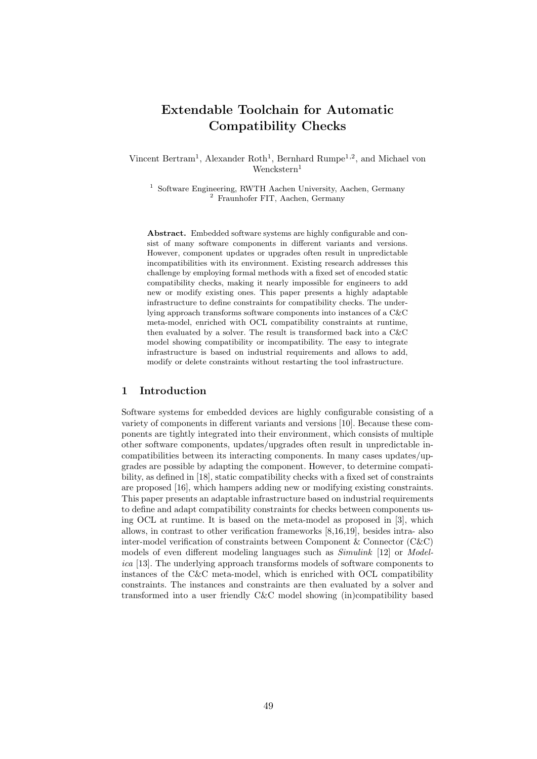# Extendable Toolchain for Automatic Compatibility Checks

Vincent Bertram[1], Alexander Roth[1], Bernhard Rumpe[1,2], and Michael von Wenckstern[1]

[1] Software Engineering, RWTH Aachen University, Aachen, Germany
[2] Fraunhofer FIT, Aachen, Germany

**Abstract.** Embedded software systems are highly configurable and consist of many software components in different variants and versions. However, component updates or upgrades often result in unpredictable incompatibilities with its environment. Existing research addresses this challenge by employing formal methods with a fixed set of encoded static compatibility checks, making it nearly impossible for engineers to add new or modify existing ones. This paper presents a highly adaptable infrastructure to define constraints for compatibility checks. The underlying approach transforms software components into instances of a C&C meta-model, enriched with OCL compatibility constraints at runtime, then evaluated by a solver. The result is transformed back into a C&C model showing compatibility or incompatibility. The easy to integrate infrastructure is based on industrial requirements and allows to add, modify or delete constraints without restarting the tool infrastructure.

## 1 Introduction

Software systems for embedded devices are highly configurable consisting of a variety of components in different variants and versions [10]. Because these components are tightly integrated into their environment, which consists of multiple other software components, updates/upgrades often result in unpredictable incompatibilities between its interacting components. In many cases updates/upgrades are possible by adapting the component. However, to determine compatibility, as defined in [18], static compatibility checks with a fixed set of constraints are proposed [16], which hampers adding new or modifying existing constraints. This paper presents an adaptable infrastructure based on industrial requirements to define and adapt compatibility constraints for checks between components using OCL at runtime. It is based on the meta-model as proposed in [3], which allows, in contrast to other verification frameworks [8,16,19], besides intra- also inter-model verification of constraints between Component & Connector (C&C) models of even different modeling languages such as *Simulink* [12] or *Modelica* [13]. The underlying approach transforms models of software components to instances of the C&C meta-model, which is enriched with OCL compatibility constraints. The instances and constraints are then evaluated by a solver and transformed into a user friendly C&C model showing (in)compatibility based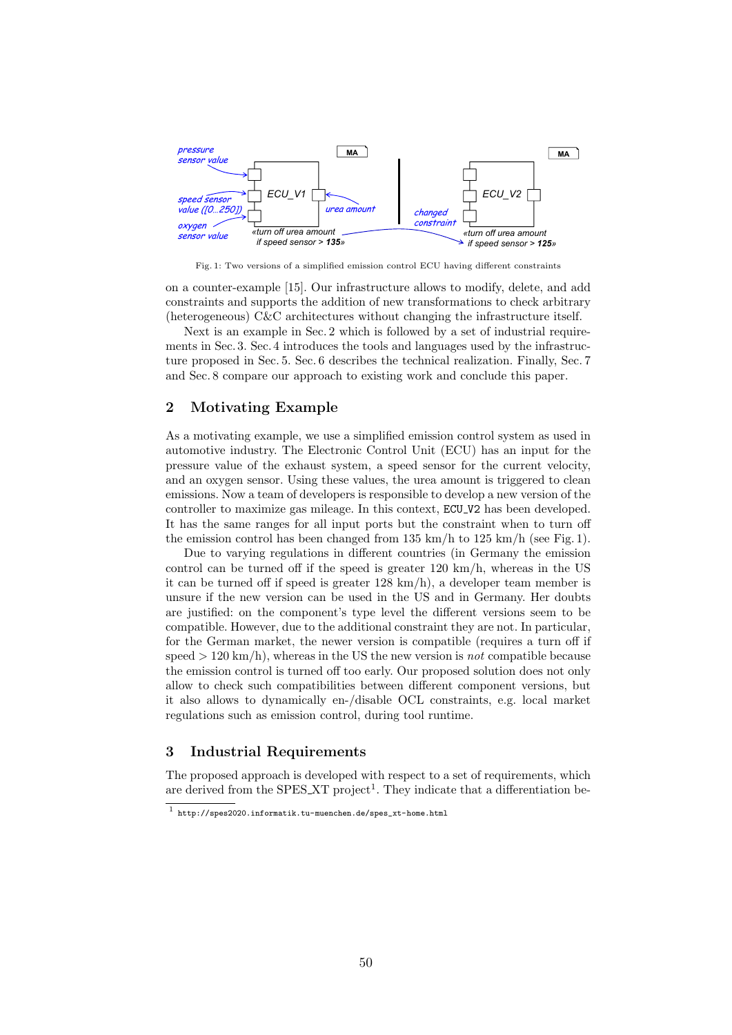Fig. 1: Two versions of a simplified emission control ECU having different constraints

on a counter-example [15]. Our infrastructure allows to modify, delete, and add constraints and supports the addition of new transformations to check arbitrary (heterogeneous) C&C architectures without changing the infrastructure itself.

Next is an example in Sec. 2 which is followed by a set of industrial requirements in Sec. 3. Sec. 4 introduces the tools and languages used by the infrastructure proposed in Sec. 5. Sec. 6 describes the technical realization. Finally, Sec. 7 and Sec. 8 compare our approach to existing work and conclude this paper.

## 2 Motivating Example

As a motivating example, we use a simplified emission control system as used in automotive industry. The Electronic Control Unit (ECU) has an input for the pressure value of the exhaust system, a speed sensor for the current velocity, and an oxygen sensor. Using these values, the urea amount is triggered to clean emissions. Now a team of developers is responsible to develop a new version of the controller to maximize gas mileage. In this context, `ECU_V2` has been developed. It has the same ranges for all input ports but the constraint when to turn off the emission control has been changed from 135 km/h to 125 km/h (see Fig. 1).

Due to varying regulations in different countries (in Germany the emission control can be turned off if the speed is greater 120 km/h, whereas in the US it can be turned off if speed is greater 128 km/h), a developer team member is unsure if the new version can be used in the US and in Germany. Her doubts are justified: on the component's type level the different versions seem to be compatible. However, due to the additional constraint they are not. In particular, for the German market, the newer version is compatible (requires a turn off if speed $> 120$ km/h), whereas in the US the new version is *not* compatible because the emission control is turned off too early. Our proposed solution does not only allow to check such compatibilities between different component versions, but it also allows to dynamically en-/disable OCL constraints, e.g. local market regulations such as emission control, during tool runtime.

## 3 Industrial Requirements

The proposed approach is developed with respect to a set of requirements, which are derived from the SPES_XT project[1]. They indicate that a differentiation be-

[1] http://spes2020.informatik.tu-muenchen.de/spes_xt-home.html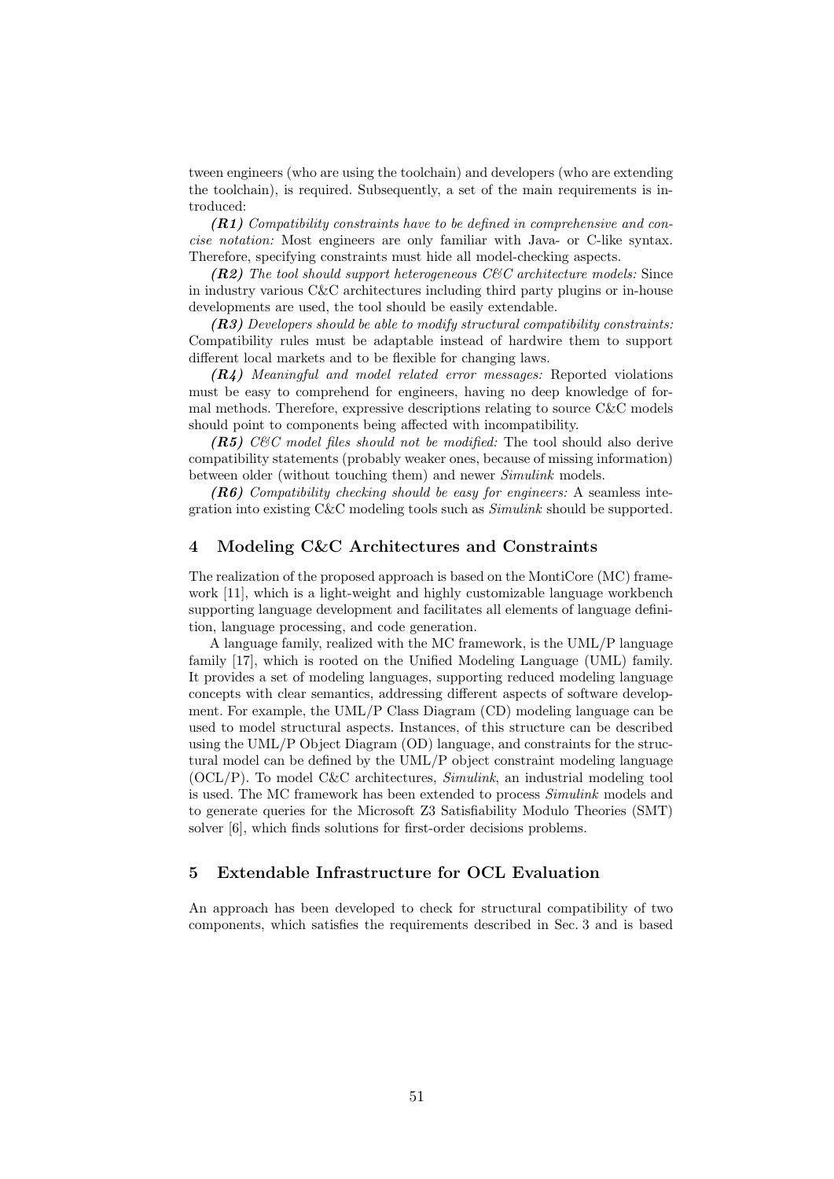tween engineers (who are using the toolchain) and developers (who are extending the toolchain), is required. Subsequently, a set of the main requirements is introduced:

***(R1)*** *Compatibility constraints have to be defined in comprehensive and concise notation:* Most engineers are only familiar with Java- or C-like syntax. Therefore, specifying constraints must hide all model-checking aspects.

***(R2)*** *The tool should support heterogeneous C&C architecture models:* Since in industry various C&C architectures including third party plugins or in-house developments are used, the tool should be easily extendable.

***(R3)*** *Developers should be able to modify structural compatibility constraints:* Compatibility rules must be adaptable instead of hardwire them to support different local markets and to be flexible for changing laws.

***(R4)*** *Meaningful and model related error messages:* Reported violations must be easy to comprehend for engineers, having no deep knowledge of formal methods. Therefore, expressive descriptions relating to source C&C models should point to components being affected with incompatibility.

***(R5)*** *C&C model files should not be modified:* The tool should also derive compatibility statements (probably weaker ones, because of missing information) between older (without touching them) and newer *Simulink* models.

***(R6)*** *Compatibility checking should be easy for engineers:* A seamless integration into existing C&C modeling tools such as *Simulink* should be supported.

## 4 Modeling C&C Architectures and Constraints

The realization of the proposed approach is based on the MontiCore (MC) framework [11], which is a light-weight and highly customizable language workbench supporting language development and facilitates all elements of language definition, language processing, and code generation.

A language family, realized with the MC framework, is the UML/P language family [17], which is rooted on the Unified Modeling Language (UML) family. It provides a set of modeling languages, supporting reduced modeling language concepts with clear semantics, addressing different aspects of software development. For example, the UML/P Class Diagram (CD) modeling language can be used to model structural aspects. Instances, of this structure can be described using the UML/P Object Diagram (OD) language, and constraints for the structural model can be defined by the UML/P object constraint modeling language (OCL/P). To model C&C architectures, *Simulink*, an industrial modeling tool is used. The MC framework has been extended to process *Simulink* models and to generate queries for the Microsoft Z3 Satisfiability Modulo Theories (SMT) solver [6], which finds solutions for first-order decisions problems.

## 5 Extendable Infrastructure for OCL Evaluation

An approach has been developed to check for structural compatibility of two components, which satisfies the requirements described in Sec. 3 and is based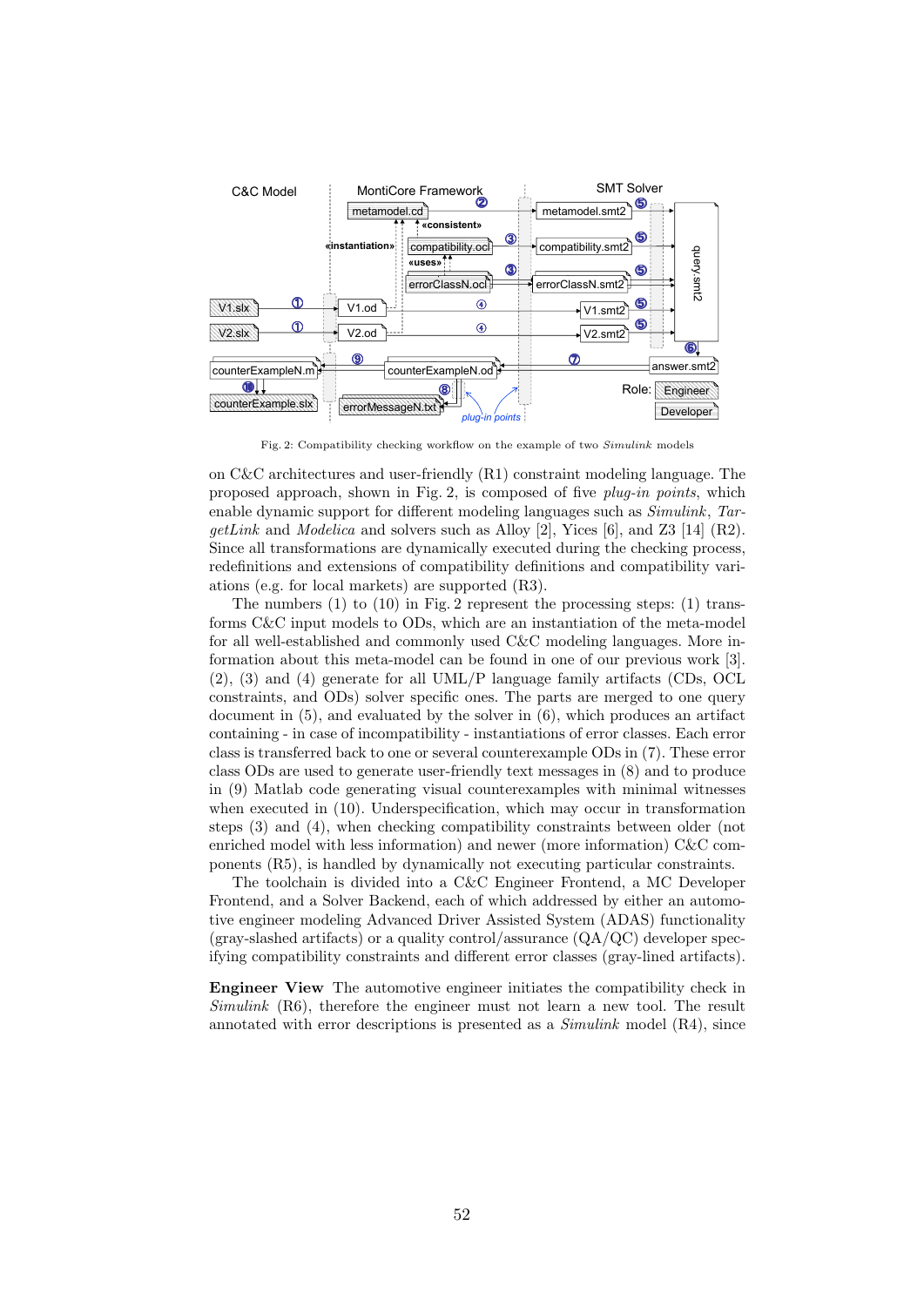Fig. 2: Compatibility checking workflow on the example of two *Simulink* models

on C&C architectures and user-friendly (R1) constraint modeling language. The proposed approach, shown in Fig. 2, is composed of five *plug-in points*, which enable dynamic support for different modeling languages such as *Simulink*, *TargetLink* and *Modelica* and solvers such as Alloy [2], Yices [6], and Z3 [14] (R2). Since all transformations are dynamically executed during the checking process, redefinitions and extensions of compatibility definitions and compatibility variations (e.g. for local markets) are supported (R3).

The numbers (1) to (10) in Fig. 2 represent the processing steps: (1) transforms C&C input models to ODs, which are an instantiation of the meta-model for all well-established and commonly used C&C modeling languages. More information about this meta-model can be found in one of our previous work [3]. (2), (3) and (4) generate for all UML/P language family artifacts (CDs, OCL constraints, and ODs) solver specific ones. The parts are merged to one query document in (5), and evaluated by the solver in (6), which produces an artifact containing - in case of incompatibility - instantiations of error classes. Each error class is transferred back to one or several counterexample ODs in (7). These error class ODs are used to generate user-friendly text messages in (8) and to produce in (9) Matlab code generating visual counterexamples with minimal witnesses when executed in (10). Underspecification, which may occur in transformation steps (3) and (4), when checking compatibility constraints between older (not enriched model with less information) and newer (more information) C&C components (R5), is handled by dynamically not executing particular constraints.

The toolchain is divided into a C&C Engineer Frontend, a MC Developer Frontend, and a Solver Backend, each of which addressed by either an automotive engineer modeling Advanced Driver Assisted System (ADAS) functionality (gray-slashed artifacts) or a quality control/assurance (QA/QC) developer specifying compatibility constraints and different error classes (gray-lined artifacts).

**Engineer View** The automotive engineer initiates the compatibility check in *Simulink* (R6), therefore the engineer must not learn a new tool. The result annotated with error descriptions is presented as a *Simulink* model (R4), since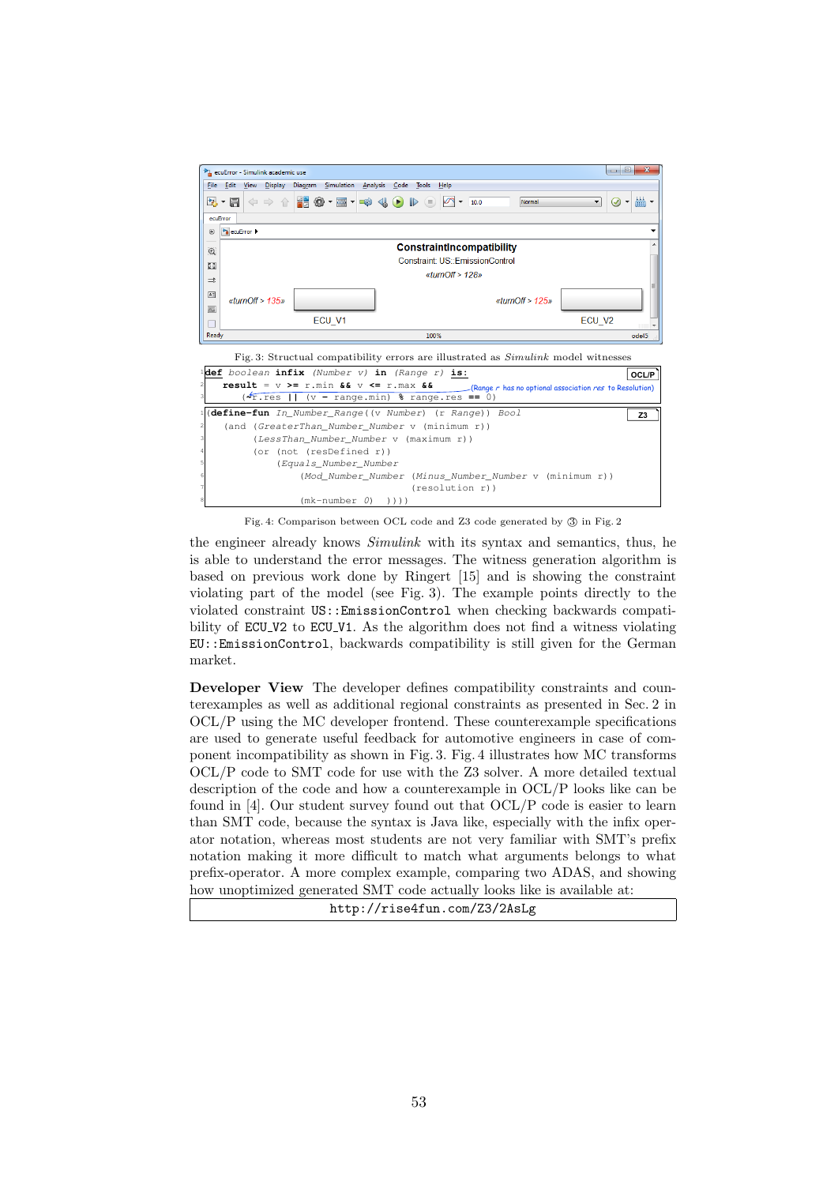Fig. 3: Structual compatibility errors are illustrated as *Simulink* model witnesses

```
def boolean infix (Number v) in (Range r) is:
  result = v >= r.min && v <= r.max &&
    (!r.res || (v - range.min) % range.res == 0)
```

(Range r has no optional association res to Resolution)

```
(define-fun In_Number_Range((v Number) (r Range)) Bool
  (and (GreaterThan_Number_Number v (minimum r))
       (LessThan_Number_Number v (maximum r))
       (or (not (resDefined r))
           (Equals_Number_Number
               (Mod_Number_Number (Minus_Number_Number v (minimum r))
                                  (resolution r))
               (mk-number 0)  ))))
```

Fig. 4: Comparison between OCL code and Z3 code generated by ③ in Fig. 2

the engineer already knows *Simulink* with its syntax and semantics, thus, he is able to understand the error messages. The witness generation algorithm is based on previous work done by Ringert [15] and is showing the constraint violating part of the model (see Fig. 3). The example points directly to the violated constraint `US::EmissionControl` when checking backwards compatibility of `ECU_V2` to `ECU_V1`. As the algorithm does not find a witness violating `EU::EmissionControl`, backwards compatibility is still given for the German market.

**Developer View** The developer defines compatibility constraints and counterexamples as well as additional regional constraints as presented in Sec. 2 in OCL/P using the MC developer frontend. These counterexample specifications are used to generate useful feedback for automotive engineers in case of component incompatibility as shown in Fig. 3. Fig. 4 illustrates how MC transforms OCL/P code to SMT code for use with the Z3 solver. A more detailed textual description of the code and how a counterexample in OCL/P looks like can be found in [4]. Our student survey found out that OCL/P code is easier to learn than SMT code, because the syntax is Java like, especially with the infix operator notation, whereas most students are not very familiar with SMT's prefix notation making it more difficult to match what arguments belongs to what prefix-operator. A more complex example, comparing two ADAS, and showing how unoptimized generated SMT code actually looks like is available at:

`http://rise4fun.com/Z3/2AsLg`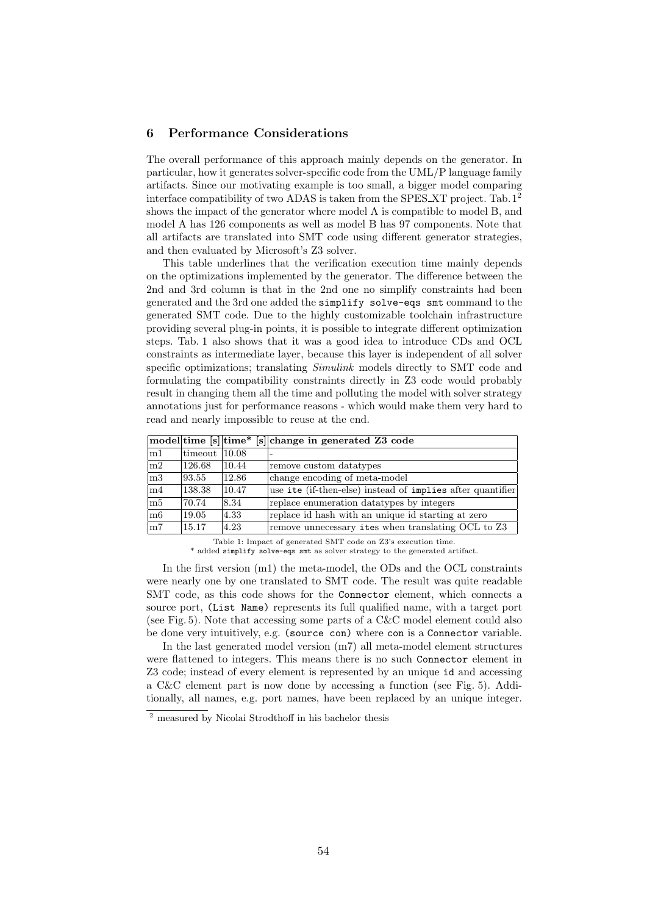## 6 Performance Considerations

The overall performance of this approach mainly depends on the generator. In particular, how it generates solver-specific code from the UML/P language family artifacts. Since our motivating example is too small, a bigger model comparing interface compatibility of two ADAS is taken from the SPES_XT project. Tab. 1[2] shows the impact of the generator where model A is compatible to model B, and model A has 126 components as well as model B has 97 components. Note that all artifacts are translated into SMT code using different generator strategies, and then evaluated by Microsoft's Z3 solver.

This table underlines that the verification execution time mainly depends on the optimizations implemented by the generator. The difference between the 2nd and 3rd column is that in the 2nd one no simplify constraints had been generated and the 3rd one added the `simplify solve-eqs smt` command to the generated SMT code. Due to the highly customizable toolchain infrastructure providing several plug-in points, it is possible to integrate different optimization steps. Tab. 1 also shows that it was a good idea to introduce CDs and OCL constraints as intermediate layer, because this layer is independent of all solver specific optimizations; translating *Simulink* models directly to SMT code and formulating the compatibility constraints directly in Z3 code would probably result in changing them all the time and polluting the model with solver strategy annotations just for performance reasons - which would make them very hard to read and nearly impossible to reuse at the end.

| model | time [s] | time* [s] | change in generated Z3 code |
|---|---|---|---|
| m1 | timeout | 10.08 | - |
| m2 | 126.68 | 10.44 | remove custom datatypes |
| m3 | 93.55 | 12.86 | change encoding of meta-model |
| m4 | 138.38 | 10.47 | use `ite` (if-then-else) instead of `implies` after quantifier |
| m5 | 70.74 | 8.34 | replace enumeration datatypes by integers |
| m6 | 19.05 | 4.33 | replace id hash with an unique id starting at zero |
| m7 | 15.17 | 4.23 | remove unnecessary `ite`s when translating OCL to Z3 |

Table 1: Impact of generated SMT code on Z3's execution time.
\* added `simplify solve-eqs smt` as solver strategy to the generated artifact.

In the first version (m1) the meta-model, the ODs and the OCL constraints were nearly one by one translated to SMT code. The result was quite readable SMT code, as this code shows for the `Connector` element, which connects a source port, `(List Name)` represents its full qualified name, with a target port (see Fig. 5). Note that accessing some parts of a C&C model element could also be done very intuitively, e.g. `(source con)` where `con` is a `Connector` variable.

In the last generated model version (m7) all meta-model element structures were flattened to integers. This means there is no such `Connector` element in Z3 code; instead of every element is represented by an unique `id` and accessing a C&C element part is now done by accessing a function (see Fig. 5). Additionally, all names, e.g. port names, have been replaced by an unique integer.

[2] measured by Nicolai Strodthoff in his bachelor thesis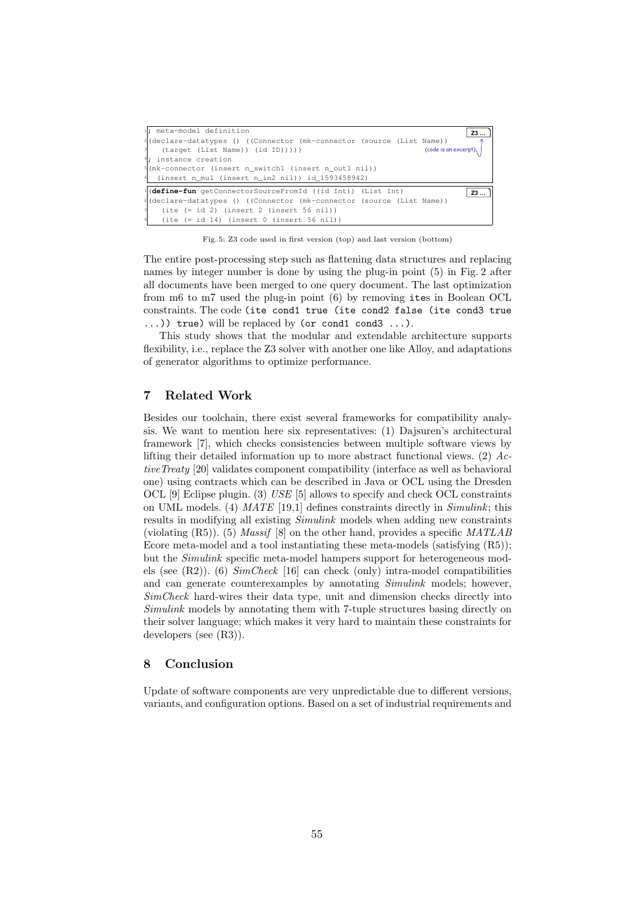```
; meta-model definition                                                    Z3 ...
(declare-datatypes () ((Connector (mk-connector (source (List Name))
   (target (List Name)) (id ID)))))                               (code is an excerpt)
; instance creation
(mk-connector (insert n_switch1 (insert n_out1 nil))
  (insert n_mul (insert n_in2 nil)) id_1593458942)
```

```
(define-fun getConnectorSourceFromId ((id Int)) (List Int)                 Z3 ...
(declare-datatypes () ((Connector (mk-connector (source (List Name))
   (ite (= id 2) (insert 2 (insert 56 nil))
   (ite (= id 14) (insert 0 (insert 56 nil))
```

Fig. 5: Z3 code used in first version (top) and last version (bottom)

The entire post-processing step such as flattening data structures and replacing names by integer number is done by using the plug-in point (5) in Fig. 2 after all documents have been merged to one query document. The last optimization from m6 to m7 used the plug-in point (6) by removing `ite`s in Boolean OCL constraints. The code `(ite cond1 true (ite cond2 false (ite cond3 true ...)) true)` will be replaced by `(or cond1 cond3 ...)`.

This study shows that the modular and extendable architecture supports flexibility, i.e., replace the Z3 solver with another one like Alloy, and adaptations of generator algorithms to optimize performance.

## 7 Related Work

Besides our toolchain, there exist several frameworks for compatibility analysis. We want to mention here six representatives: (1) Dajsuren's architectural framework [7], which checks consistencies between multiple software views by lifting their detailed information up to more abstract functional views. (2) *ActiveTreaty* [20] validates component compatibility (interface as well as behavioral one) using contracts which can be described in Java or OCL using the Dresden OCL [9] Eclipse plugin. (3) *USE* [5] allows to specify and check OCL constraints on UML models. (4) *MATE* [19,1] defines constraints directly in *Simulink*; this results in modifying all existing *Simulink* models when adding new constraints (violating (R5)). (5) *Massif* [8] on the other hand, provides a specific *MATLAB* Ecore meta-model and a tool instantiating these meta-models (satisfying (R5)); but the *Simulink* specific meta-model hampers support for heterogeneous models (see (R2)). (6) *SimCheck* [16] can check (only) intra-model compatibilities and can generate counterexamples by annotating *Simulink* models; however, *SimCheck* hard-wires their data type, unit and dimension checks directly into *Simulink* models by annotating them with 7-tuple structures basing directly on their solver language; which makes it very hard to maintain these constraints for developers (see (R3)).

## 8 Conclusion

Update of software components are very unpredictable due to different versions, variants, and configuration options. Based on a set of industrial requirements and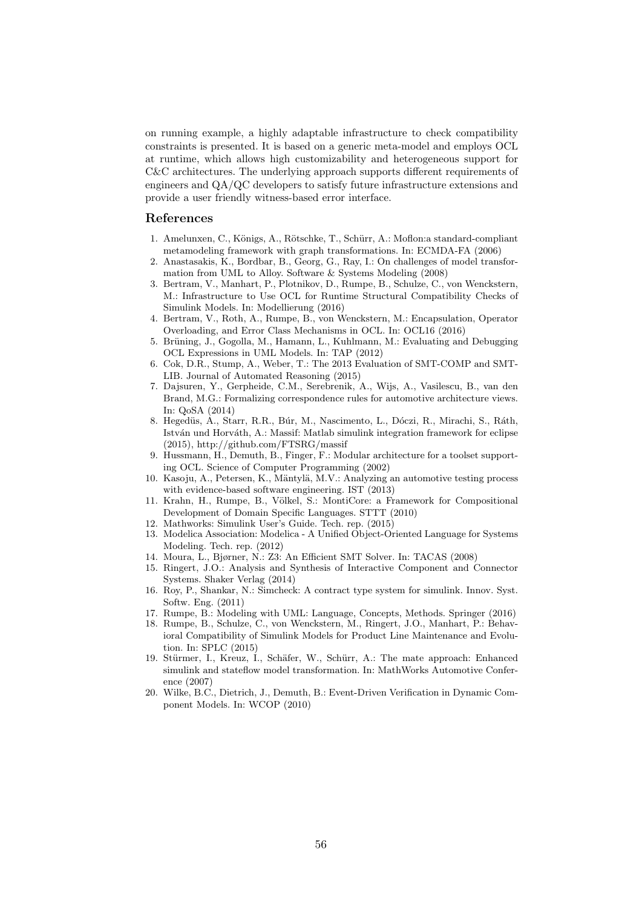on running example, a highly adaptable infrastructure to check compatibility constraints is presented. It is based on a generic meta-model and employs OCL at runtime, which allows high customizability and heterogeneous support for C&C architectures. The underlying approach supports different requirements of engineers and QA/QC developers to satisfy future infrastructure extensions and provide a user friendly witness-based error interface.

## References

1. Amelunxen, C., Königs, A., Rötschke, T., Schürr, A.: Moflon:a standard-compliant metamodeling framework with graph transformations. In: ECMDA-FA (2006)
2. Anastasakis, K., Bordbar, B., Georg, G., Ray, I.: On challenges of model transformation from UML to Alloy. Software & Systems Modeling (2008)
3. Bertram, V., Manhart, P., Plotnikov, D., Rumpe, B., Schulze, C., von Wenckstern, M.: Infrastructure to Use OCL for Runtime Structural Compatibility Checks of Simulink Models. In: Modellierung (2016)
4. Bertram, V., Roth, A., Rumpe, B., von Wenckstern, M.: Encapsulation, Operator Overloading, and Error Class Mechanisms in OCL. In: OCL16 (2016)
5. Brüning, J., Gogolla, M., Hamann, L., Kuhlmann, M.: Evaluating and Debugging OCL Expressions in UML Models. In: TAP (2012)
6. Cok, D.R., Stump, A., Weber, T.: The 2013 Evaluation of SMT-COMP and SMT-LIB. Journal of Automated Reasoning (2015)
7. Dajsuren, Y., Gerpheide, C.M., Serebrenik, A., Wijs, A., Vasilescu, B., van den Brand, M.G.: Formalizing correspondence rules for automotive architecture views. In: QoSA (2014)
8. Hegedüs, Á., Starr, R.R., Búr, M., Nascimento, L., Dóczi, R., Mirachi, S., Ráth, István und Horváth, A.: Massif: Matlab simulink integration framework for eclipse (2015), http://github.com/FTSRG/massif
9. Hussmann, H., Demuth, B., Finger, F.: Modular architecture for a toolset supporting OCL. Science of Computer Programming (2002)
10. Kasoju, A., Petersen, K., Mäntylä, M.V.: Analyzing an automotive testing process with evidence-based software engineering. IST (2013)
11. Krahn, H., Rumpe, B., Völkel, S.: MontiCore: a Framework for Compositional Development of Domain Specific Languages. STTT (2010)
12. Mathworks: Simulink User's Guide. Tech. rep. (2015)
13. Modelica Association: Modelica - A Unified Object-Oriented Language for Systems Modeling. Tech. rep. (2012)
14. Moura, L., Bjørner, N.: Z3: An Efficient SMT Solver. In: TACAS (2008)
15. Ringert, J.O.: Analysis and Synthesis of Interactive Component and Connector Systems. Shaker Verlag (2014)
16. Roy, P., Shankar, N.: Simcheck: A contract type system for simulink. Innov. Syst. Softw. Eng. (2011)
17. Rumpe, B.: Modeling with UML: Language, Concepts, Methods. Springer (2016)
18. Rumpe, B., Schulze, C., von Wenckstern, M., Ringert, J.O., Manhart, P.: Behavioral Compatibility of Simulink Models for Product Line Maintenance and Evolution. In: SPLC (2015)
19. Stürmer, I., Kreuz, I., Schäfer, W., Schürr, A.: The mate approach: Enhanced simulink and stateflow model transformation. In: MathWorks Automotive Conference (2007)
20. Wilke, B.C., Dietrich, J., Demuth, B.: Event-Driven Verification in Dynamic Component Models. In: WCOP (2010)